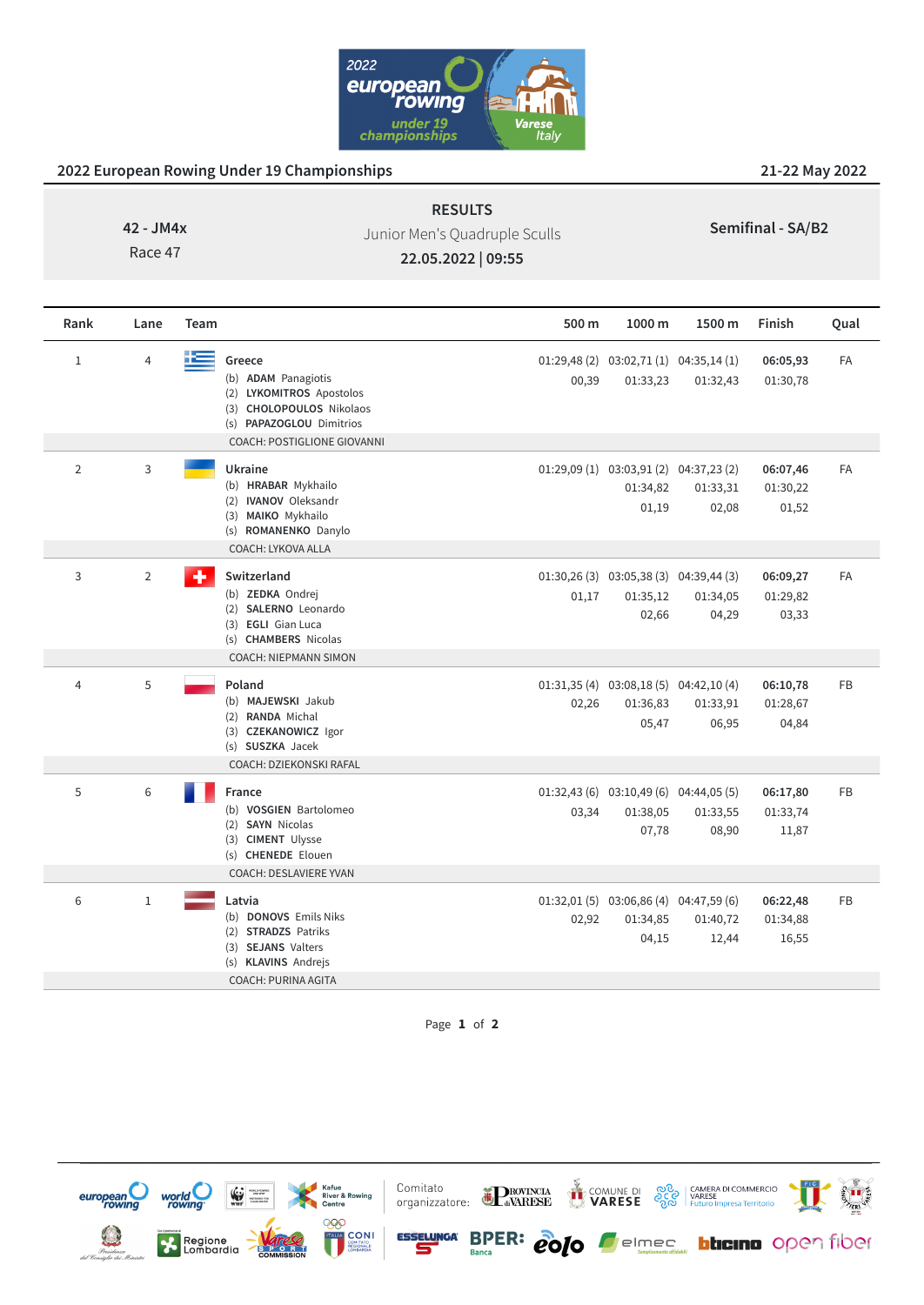# 2022 European Rowing Under 19 Championships

21-22 May 2022

**42 - JM4x**
Race 47

## RESULTS

Junior Men's Quadruple Sculls

**22.05.2022 | 09:55**

**Semifinal - SA/B2**

| Rank | Lane | Team | 500 m | 1000 m | 1500 m | Finish | Qual |
|---|---|---|---|---|---|---|---|
| 1 | 4 | **Greece**<br>(b) **ADAM** Panagiotis<br>(2) **LYKOMITROS** Apostolos<br>(3) **CHOLOPOULOS** Nikolaos<br>(s) **PAPAZOGLOU** Dimitrios | 01:29,48 (2)<br>00,39 | 03:02,71 (1)<br>01:33,23 | 04:35,14 (1)<br>01:32,43 | **06:05,93**<br>01:30,78 | FA |
| | | COACH: POSTIGLIONE GIOVANNI | | | | | |
| 2 | 3 | **Ukraine**<br>(b) **HRABAR** Mykhailo<br>(2) **IVANOV** Oleksandr<br>(3) **MAIKO** Mykhailo<br>(s) **ROMANENKO** Danylo | 01:29,09 (1) | 03:03,91 (2)<br>01:34,82<br>01,19 | 04:37,23 (2)<br>01:33,31<br>02,08 | **06:07,46**<br>01:30,22<br>01,52 | FA |
| | | COACH: LYKOVA ALLA | | | | | |
| 3 | 2 | **Switzerland**<br>(b) **ZEDKA** Ondrej<br>(2) **SALERNO** Leonardo<br>(3) **EGLI** Gian Luca<br>(s) **CHAMBERS** Nicolas | 01:30,26 (3)<br>01,17 | 03:05,38 (3)<br>01:35,12<br>02,66 | 04:39,44 (3)<br>01:34,05<br>04,29 | **06:09,27**<br>01:29,82<br>03,33 | FA |
| | | COACH: NIEPMANN SIMON | | | | | |
| 4 | 5 | **Poland**<br>(b) **MAJEWSKI** Jakub<br>(2) **RANDA** Michal<br>(3) **CZEKANOWICZ** Igor<br>(s) **SUSZKA** Jacek | 01:31,35 (4)<br>02,26 | 03:08,18 (5)<br>01:36,83<br>05,47 | 04:42,10 (4)<br>01:33,91<br>06,95 | **06:10,78**<br>01:28,67<br>04,84 | FB |
| | | COACH: DZIEKONSKI RAFAL | | | | | |
| 5 | 6 | **France**<br>(b) **VOSGIEN** Bartolomeo<br>(2) **SAYN** Nicolas<br>(3) **CIMENT** Ulysse<br>(s) **CHENEDE** Elouen | 01:32,43 (6)<br>03,34 | 03:10,49 (6)<br>01:38,05<br>07,78 | 04:44,05 (5)<br>01:33,55<br>08,90 | **06:17,80**<br>01:33,74<br>11,87 | FB |
| | | COACH: DESLAVIERE YVAN | | | | | |
| 6 | 1 | **Latvia**<br>(b) **DONOVS** Emils Niks<br>(2) **STRADZS** Patriks<br>(3) **SEJANS** Valters<br>(s) **KLAVINS** Andrejs | 01:32,01 (5)<br>02,92 | 03:06,86 (4)<br>01:34,85<br>04,15 | 04:47,59 (6)<br>01:40,72<br>12,44 | **06:22,48**<br>01:34,88<br>16,55 | FB |
| | | COACH: PURINA AGITA | | | | | |

Comitato organizzatore: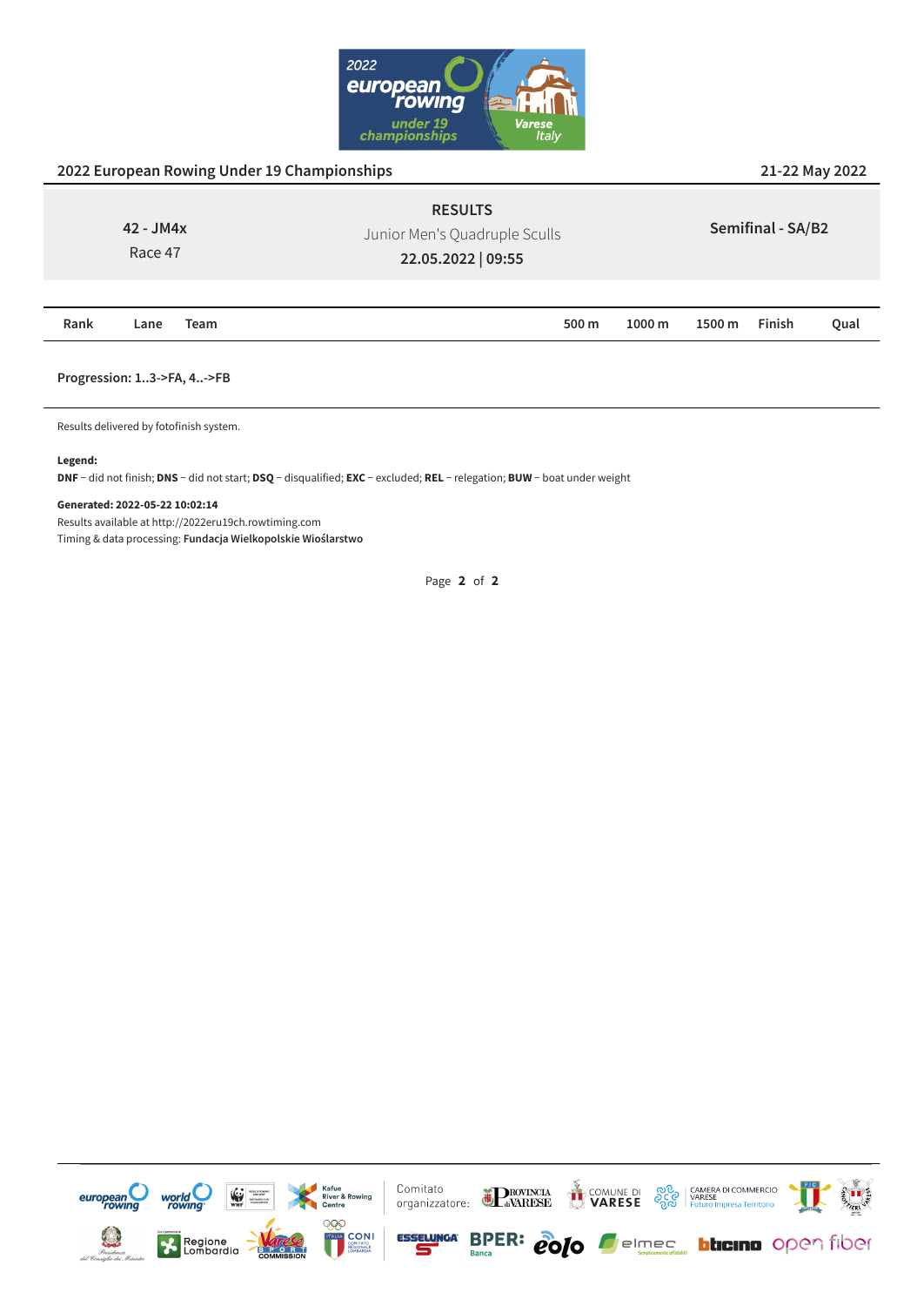| 42 - JM4x<br>Race 47 | RESULTS<br>Junior Men's Quadruple Sculls<br>**22.05.2022 \| 09:55** | Semifinal - SA/B2 |
|---|---|---|

| Rank | Lane | Team | 500 m | 1000 m | 1500 m | Finish | Qual |
|---|---|---|---|---|---|---|---|

**Progression: 1..3->FA, 4..->FB**

Results delivered by fotofinish system.

**Legend:**
**DNF** – did not finish; **DNS** – did not start; **DSQ** – disqualified; **EXC** – excluded; **REL** – relegation; **BUW** – boat under weight

**Generated: 2022-05-22 10:02:14**
Results available at http://2022eru19ch.rowtiming.com
Timing & data processing: **Fundacja Wielkopolskie Wioślarstwo**